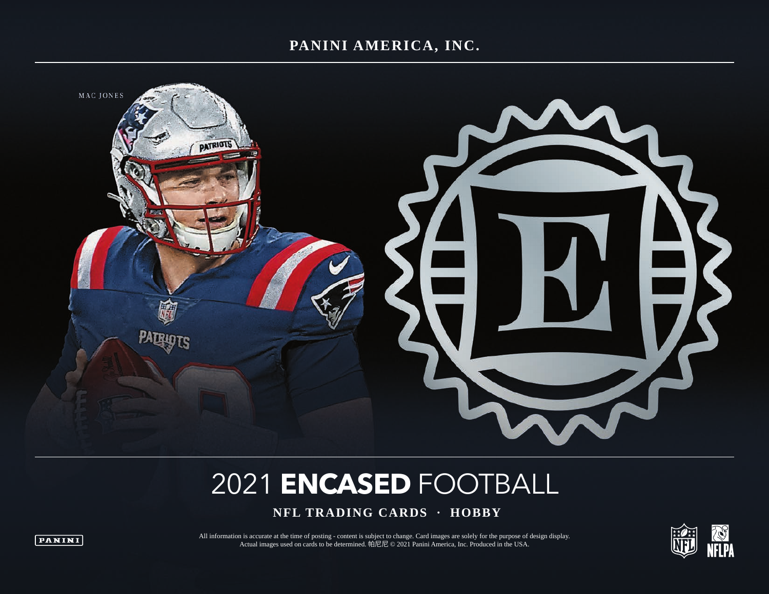**PANINI AMERICA, INC.**

MAC JONES

# 2021 ENCASED FOOTBALL

**NFL TRADING CARDS · HOBBY**

All information is accurate at the time of posting - content is subject to change. Card images are solely for the purpose of design display. Actual images used on cards to be determined. 帕尼尼 © 2021 Panini America, Inc. Produced in the USA.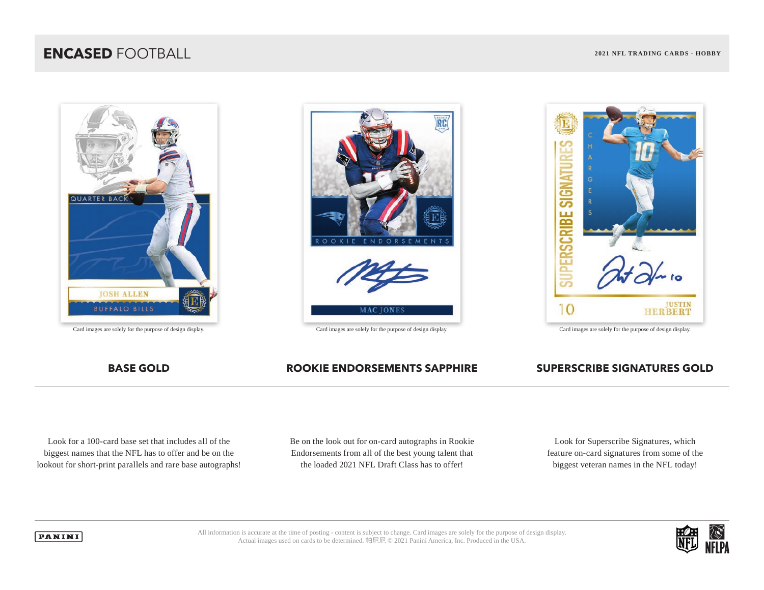# ENCASED FOOTBALL

2021 NFL TRADING CARDS · HOBBY

Card images are solely for the purpose of design display.

Card images are solely for the purpose of design display.

Card images are solely for the purpose of design display.

## BASE GOLD

Look for a 100-card base set that includes all of the biggest names that the NFL has to offer and be on the lookout for short-print parallels and rare base autographs!

## ROOKIE ENDORSEMENTS SAPPHIRE

Be on the look out for on-card autographs in Rookie Endorsements from all of the best young talent that the loaded 2021 NFL Draft Class has to offer!

## SUPERSCRIBE SIGNATURES GOLD

Look for Superscribe Signatures, which feature on-card signatures from some of the biggest veteran names in the NFL today!

All information is accurate at the time of posting - content is subject to change. Card images are solely for the purpose of design display. Actual images used on cards to be determined. 帕尼尼 © 2021 Panini America, Inc. Produced in the USA.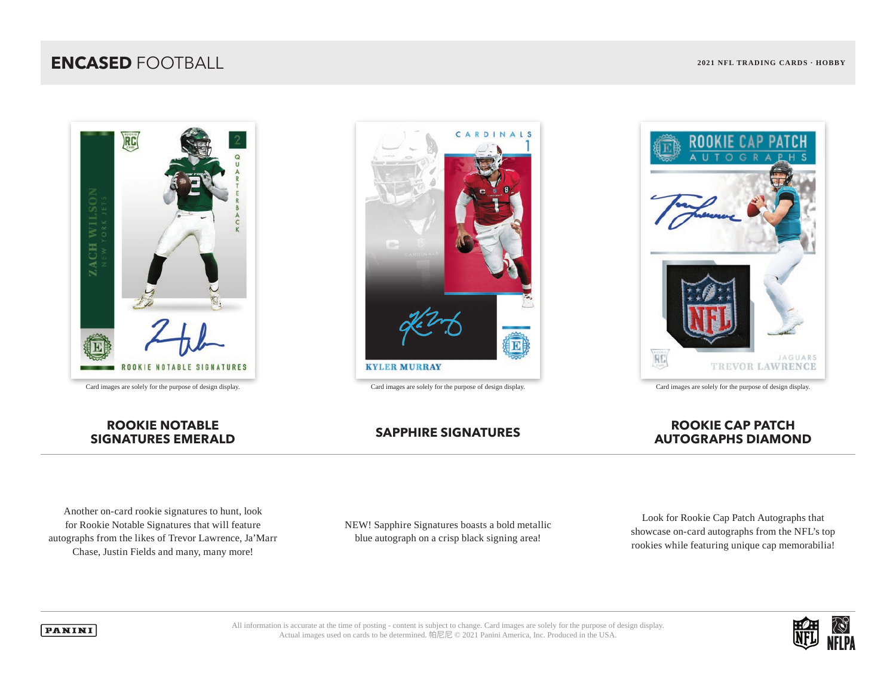Card images are solely for the purpose of design display.

Card images are solely for the purpose of design display.

Card images are solely for the purpose of design display.

## ROOKIE NOTABLE SIGNATURES EMERALD

Another on-card rookie signatures to hunt, look for Rookie Notable Signatures that will feature autographs from the likes of Trevor Lawrence, Ja'Marr Chase, Justin Fields and many, many more!

## SAPPHIRE SIGNATURES

NEW! Sapphire Signatures boasts a bold metallic blue autograph on a crisp black signing area!

## ROOKIE CAP PATCH AUTOGRAPHS DIAMOND

Look for Rookie Cap Patch Autographs that showcase on-card autographs from the NFL's top rookies while featuring unique cap memorabilia!

All information is accurate at the time of posting - content is subject to change. Card images are solely for the purpose of design display. Actual images used on cards to be determined. 帕尼尼 © 2021 Panini America, Inc. Produced in the USA.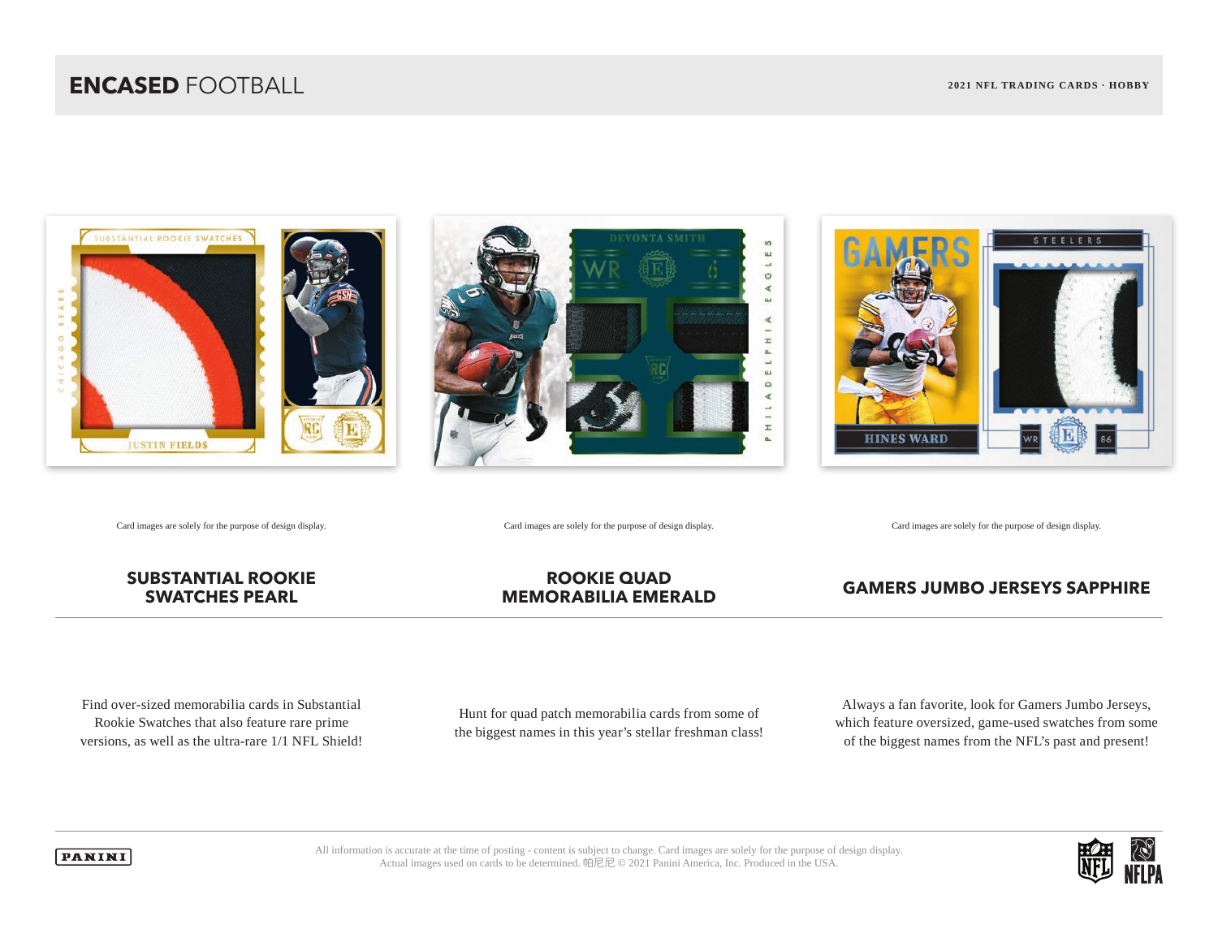# ENCASED FOOTBALL

2021 NFL TRADING CARDS · HOBBY

Card images are solely for the purpose of design display.

Card images are solely for the purpose of design display.

Card images are solely for the purpose of design display.

## SUBSTANTIAL ROOKIE SWATCHES PEARL

Find over-sized memorabilia cards in Substantial Rookie Swatches that also feature rare prime versions, as well as the ultra-rare 1/1 NFL Shield!

## ROOKIE QUAD MEMORABILIA EMERALD

Hunt for quad patch memorabilia cards from some of the biggest names in this year's stellar freshman class!

## GAMERS JUMBO JERSEYS SAPPHIRE

Always a fan favorite, look for Gamers Jumbo Jerseys, which feature oversized, game-used swatches from some of the biggest names from the NFL's past and present!

All information is accurate at the time of posting - content is subject to change. Card images are solely for the purpose of design display. Actual images used on cards to be determined. 帕尼尼 © 2021 Panini America, Inc. Produced in the USA.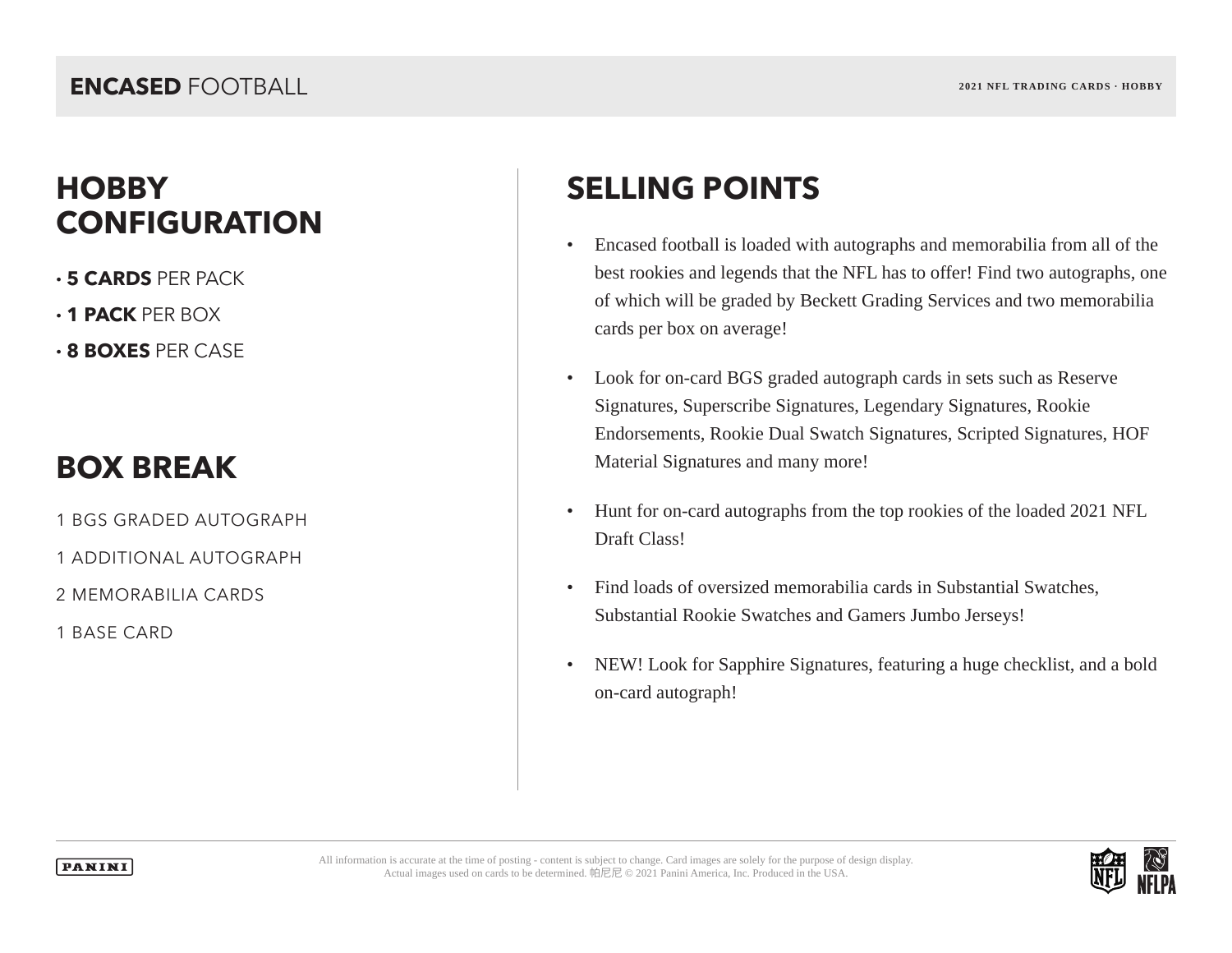# HOBBY CONFIGURATION

- **5 CARDS** PER PACK
- **1 PACK** PER BOX
- **8 BOXES** PER CASE

# BOX BREAK

1 BGS GRADED AUTOGRAPH

1 ADDITIONAL AUTOGRAPH

2 MEMORABILIA CARDS

1 BASE CARD

# SELLING POINTS

- Encased football is loaded with autographs and memorabilia from all of the best rookies and legends that the NFL has to offer! Find two autographs, one of which will be graded by Beckett Grading Services and two memorabilia cards per box on average!
- Look for on-card BGS graded autograph cards in sets such as Reserve Signatures, Superscribe Signatures, Legendary Signatures, Rookie Endorsements, Rookie Dual Swatch Signatures, Scripted Signatures, HOF Material Signatures and many more!
- Hunt for on-card autographs from the top rookies of the loaded 2021 NFL Draft Class!
- Find loads of oversized memorabilia cards in Substantial Swatches, Substantial Rookie Swatches and Gamers Jumbo Jerseys!
- NEW! Look for Sapphire Signatures, featuring a huge checklist, and a bold on-card autograph!

All information is accurate at the time of posting - content is subject to change. Card images are solely for the purpose of design display. Actual images used on cards to be determined. 帕尼尼 © 2021 Panini America, Inc. Produced in the USA.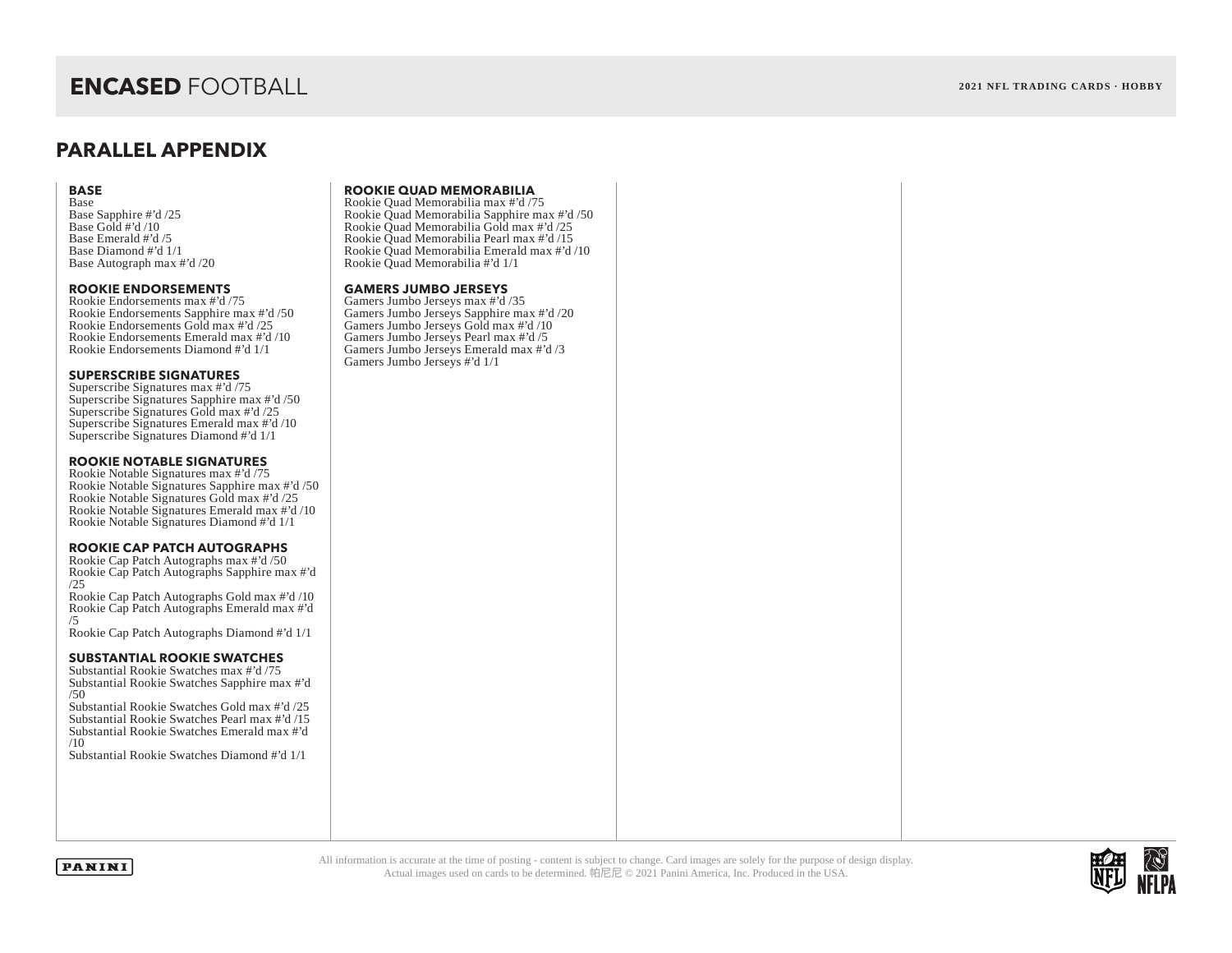## PARALLEL APPENDIX

### BASE
Base
Base Sapphire #'d /25
Base Gold #'d /10
Base Emerald #'d /5
Base Diamond #'d 1/1
Base Autograph max #'d /20

### ROOKIE ENDORSEMENTS
Rookie Endorsements max #'d /75
Rookie Endorsements Sapphire max #'d /50
Rookie Endorsements Gold max #'d /25
Rookie Endorsements Emerald max #'d /10
Rookie Endorsements Diamond #'d 1/1

### SUPERSCRIBE SIGNATURES
Superscribe Signatures max #'d /75
Superscribe Signatures Sapphire max #'d /50
Superscribe Signatures Gold max #'d /25
Superscribe Signatures Emerald max #'d /10
Superscribe Signatures Diamond #'d 1/1

### ROOKIE NOTABLE SIGNATURES
Rookie Notable Signatures max #'d /75
Rookie Notable Signatures Sapphire max #'d /50
Rookie Notable Signatures Gold max #'d /25
Rookie Notable Signatures Emerald max #'d /10
Rookie Notable Signatures Diamond #'d 1/1

### ROOKIE CAP PATCH AUTOGRAPHS
Rookie Cap Patch Autographs max #'d /50
Rookie Cap Patch Autographs Sapphire max #'d /25
Rookie Cap Patch Autographs Gold max #'d /10
Rookie Cap Patch Autographs Emerald max #'d /5
Rookie Cap Patch Autographs Diamond #'d 1/1

### SUBSTANTIAL ROOKIE SWATCHES
Substantial Rookie Swatches max #'d /75
Substantial Rookie Swatches Sapphire max #'d /50
Substantial Rookie Swatches Gold max #'d /25
Substantial Rookie Swatches Pearl max #'d /15
Substantial Rookie Swatches Emerald max #'d /10
Substantial Rookie Swatches Diamond #'d 1/1

### ROOKIE QUAD MEMORABILIA
Rookie Quad Memorabilia max #'d /75
Rookie Quad Memorabilia Sapphire max #'d /50
Rookie Quad Memorabilia Gold max #'d /25
Rookie Quad Memorabilia Pearl max #'d /15
Rookie Quad Memorabilia Emerald max #'d /10
Rookie Quad Memorabilia #'d 1/1

### GAMERS JUMBO JERSEYS
Gamers Jumbo Jerseys max #'d /35
Gamers Jumbo Jerseys Sapphire max #'d /20
Gamers Jumbo Jerseys Gold max #'d /10
Gamers Jumbo Jerseys Pearl max #'d /5
Gamers Jumbo Jerseys Emerald max #'d /3
Gamers Jumbo Jerseys #'d 1/1

All information is accurate at the time of posting - content is subject to change. Card images are solely for the purpose of design display. Actual images used on cards to be determined. 帕尼尼 © 2021 Panini America, Inc. Produced in the USA.